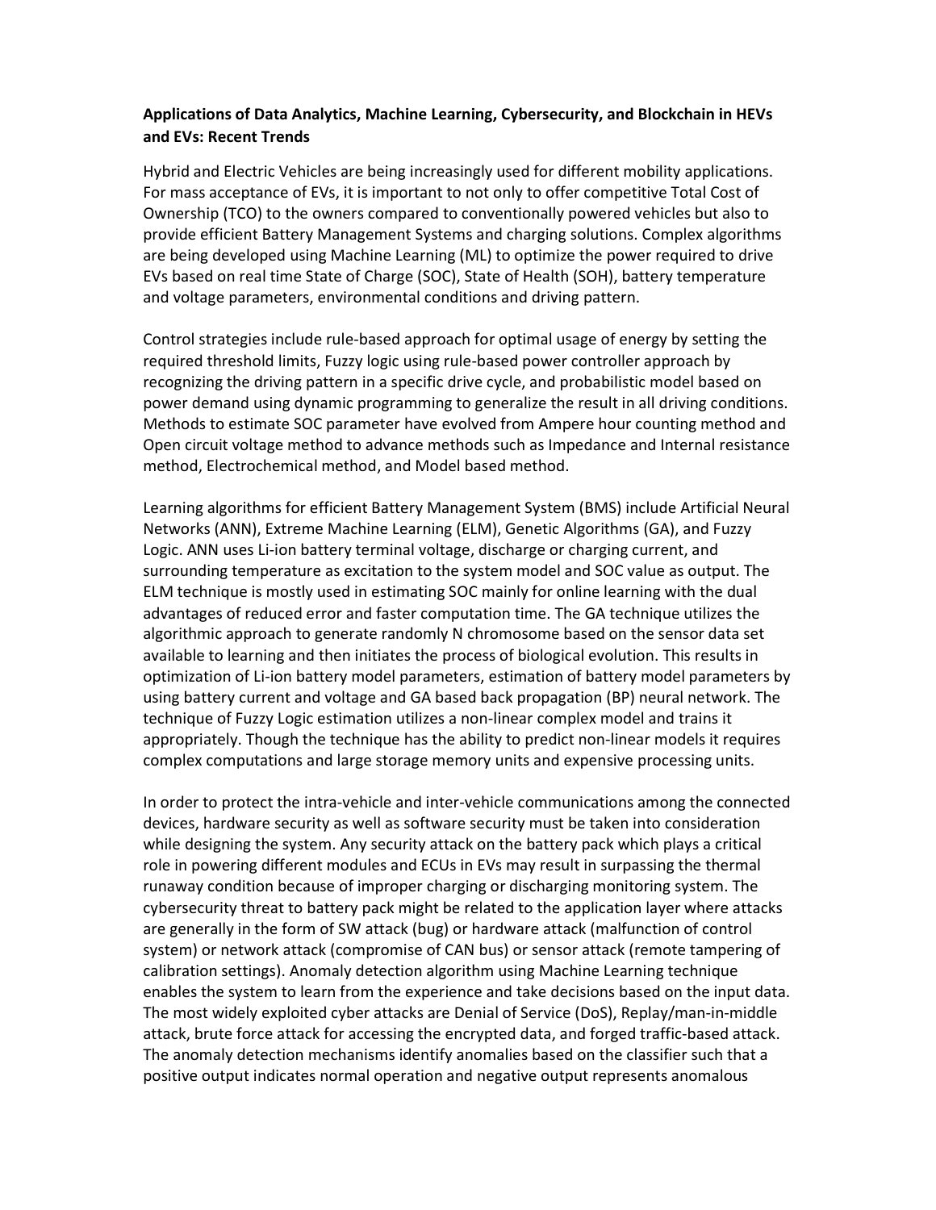**Applications of Data Analytics, Machine Learning, Cybersecurity, and Blockchain in HEVs and EVs: Recent Trends**

Hybrid and Electric Vehicles are being increasingly used for different mobility applications. For mass acceptance of EVs, it is important to not only to offer competitive Total Cost of Ownership (TCO) to the owners compared to conventionally powered vehicles but also to provide efficient Battery Management Systems and charging solutions. Complex algorithms are being developed using Machine Learning (ML) to optimize the power required to drive EVs based on real time State of Charge (SOC), State of Health (SOH), battery temperature and voltage parameters, environmental conditions and driving pattern.

Control strategies include rule-based approach for optimal usage of energy by setting the required threshold limits, Fuzzy logic using rule-based power controller approach by recognizing the driving pattern in a specific drive cycle, and probabilistic model based on power demand using dynamic programming to generalize the result in all driving conditions. Methods to estimate SOC parameter have evolved from Ampere hour counting method and Open circuit voltage method to advance methods such as Impedance and Internal resistance method, Electrochemical method, and Model based method.

Learning algorithms for efficient Battery Management System (BMS) include Artificial Neural Networks (ANN), Extreme Machine Learning (ELM), Genetic Algorithms (GA), and Fuzzy Logic. ANN uses Li-ion battery terminal voltage, discharge or charging current, and surrounding temperature as excitation to the system model and SOC value as output. The ELM technique is mostly used in estimating SOC mainly for online learning with the dual advantages of reduced error and faster computation time. The GA technique utilizes the algorithmic approach to generate randomly N chromosome based on the sensor data set available to learning and then initiates the process of biological evolution. This results in optimization of Li-ion battery model parameters, estimation of battery model parameters by using battery current and voltage and GA based back propagation (BP) neural network. The technique of Fuzzy Logic estimation utilizes a non-linear complex model and trains it appropriately. Though the technique has the ability to predict non-linear models it requires complex computations and large storage memory units and expensive processing units.

In order to protect the intra-vehicle and inter-vehicle communications among the connected devices, hardware security as well as software security must be taken into consideration while designing the system. Any security attack on the battery pack which plays a critical role in powering different modules and ECUs in EVs may result in surpassing the thermal runaway condition because of improper charging or discharging monitoring system. The cybersecurity threat to battery pack might be related to the application layer where attacks are generally in the form of SW attack (bug) or hardware attack (malfunction of control system) or network attack (compromise of CAN bus) or sensor attack (remote tampering of calibration settings). Anomaly detection algorithm using Machine Learning technique enables the system to learn from the experience and take decisions based on the input data. The most widely exploited cyber attacks are Denial of Service (DoS), Replay/man-in-middle attack, brute force attack for accessing the encrypted data, and forged traffic-based attack. The anomaly detection mechanisms identify anomalies based on the classifier such that a positive output indicates normal operation and negative output represents anomalous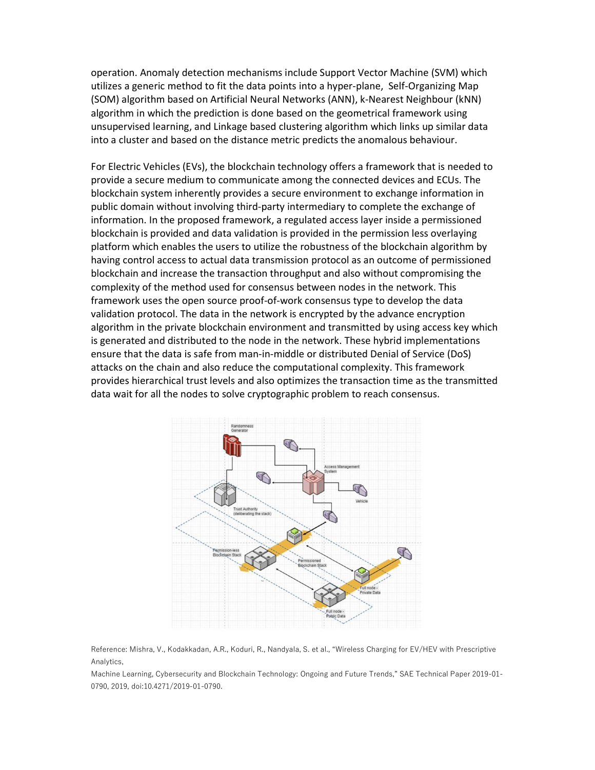operation. Anomaly detection mechanisms include Support Vector Machine (SVM) which utilizes a generic method to fit the data points into a hyper-plane, Self-Organizing Map (SOM) algorithm based on Artificial Neural Networks (ANN), k-Nearest Neighbour (kNN) algorithm in which the prediction is done based on the geometrical framework using unsupervised learning, and Linkage based clustering algorithm which links up similar data into a cluster and based on the distance metric predicts the anomalous behaviour.

For Electric Vehicles (EVs), the blockchain technology offers a framework that is needed to provide a secure medium to communicate among the connected devices and ECUs. The blockchain system inherently provides a secure environment to exchange information in public domain without involving third-party intermediary to complete the exchange of information. In the proposed framework, a regulated access layer inside a permissioned blockchain is provided and data validation is provided in the permission less overlaying platform which enables the users to utilize the robustness of the blockchain algorithm by having control access to actual data transmission protocol as an outcome of permissioned blockchain and increase the transaction throughput and also without compromising the complexity of the method used for consensus between nodes in the network. This framework uses the open source proof-of-work consensus type to develop the data validation protocol. The data in the network is encrypted by the advance encryption algorithm in the private blockchain environment and transmitted by using access key which is generated and distributed to the node in the network. These hybrid implementations ensure that the data is safe from man-in-middle or distributed Denial of Service (DoS) attacks on the chain and also reduce the computational complexity. This framework provides hierarchical trust levels and also optimizes the transaction time as the transmitted data wait for all the nodes to solve cryptographic problem to reach consensus.

Randomness Generator

Access Management System

Vehicle

Trust Authority (deliberating the stack)

Permission-less Blockchain Stack

Permissioned Blockchain Stack

Full node - Private Data

Full node - Public Data

Reference: Mishra, V., Kodakkadan, A.R., Koduri, R., Nandyala, S. et al., "Wireless Charging for EV/HEV with Prescriptive Analytics,

Machine Learning, Cybersecurity and Blockchain Technology: Ongoing and Future Trends," SAE Technical Paper 2019-01-0790, 2019, doi:10.4271/2019-01-0790.